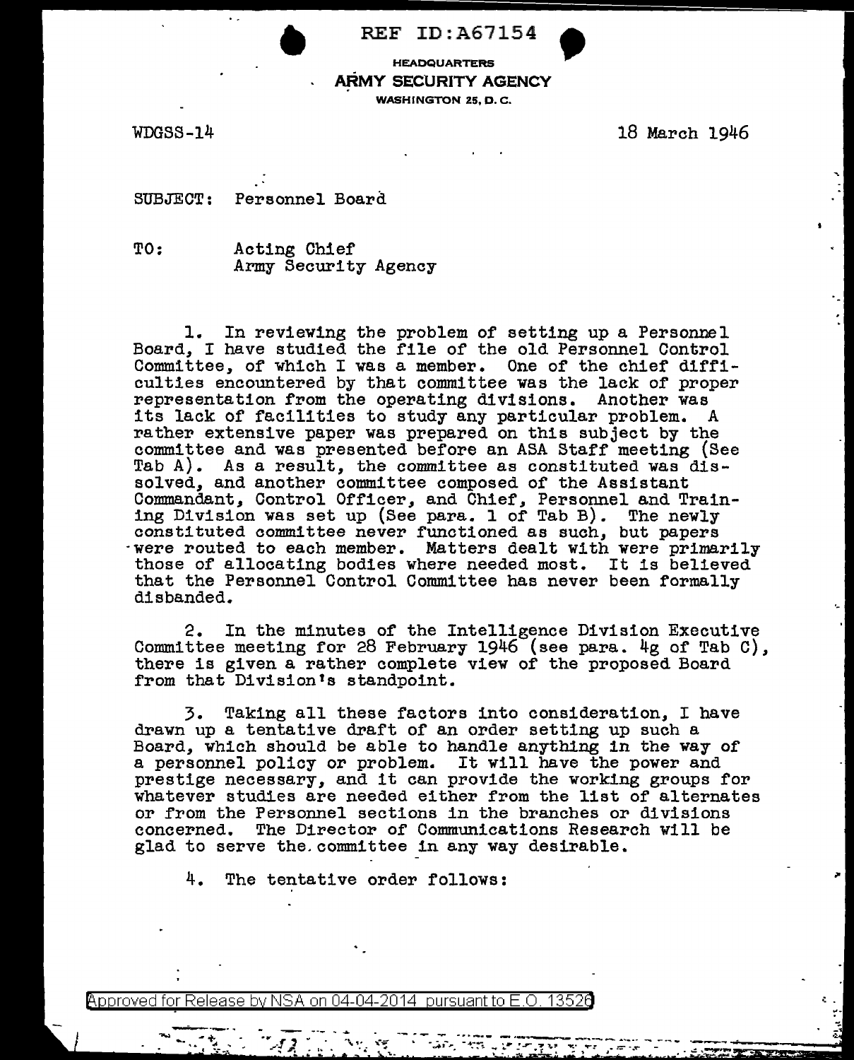REF ID:A67154

HEADQUARTERS
ARMY SECURITY AGENCY
WASHINGTON 25, D. C.

WDGSS-14

18 March 1946

SUBJECT: Personnel Board

TO: Acting Chief
Army Security Agency

1. In reviewing the problem of setting up a Personnel Board, I have studied the file of the old Personnel Control Committee, of which I was a member. One of the chief difficulties encountered by that committee was the lack of proper representation from the operating divisions. Another was its lack of facilities to study any particular problem. A rather extensive paper was prepared on this subject by the committee and was presented before an ASA Staff meeting (See Tab A). As a result, the committee as constituted was dissolved, and another committee composed of the Assistant Commandant, Control Officer, and Chief, Personnel and Training Division was set up (See para. 1 of Tab B). The newly constituted committee never functioned as such, but papers were routed to each member. Matters dealt with were primarily those of allocating bodies where needed most. It is believed that the Personnel Control Committee has never been formally disbanded.

2. In the minutes of the Intelligence Division Executive Committee meeting for 28 February 1946 (see para. 4g of Tab C), there is given a rather complete view of the proposed Board from that Division's standpoint.

3. Taking all these factors into consideration, I have drawn up a tentative draft of an order setting up such a Board, which should be able to handle anything in the way of a personnel policy or problem. It will have the power and prestige necessary, and it can provide the working groups for whatever studies are needed either from the list of alternates or from the Personnel sections in the branches or divisions concerned. The Director of Communications Research will be glad to serve the committee in any way desirable.

4. The tentative order follows:

Approved for Release by NSA on 04-04-2014 pursuant to E.O. 13526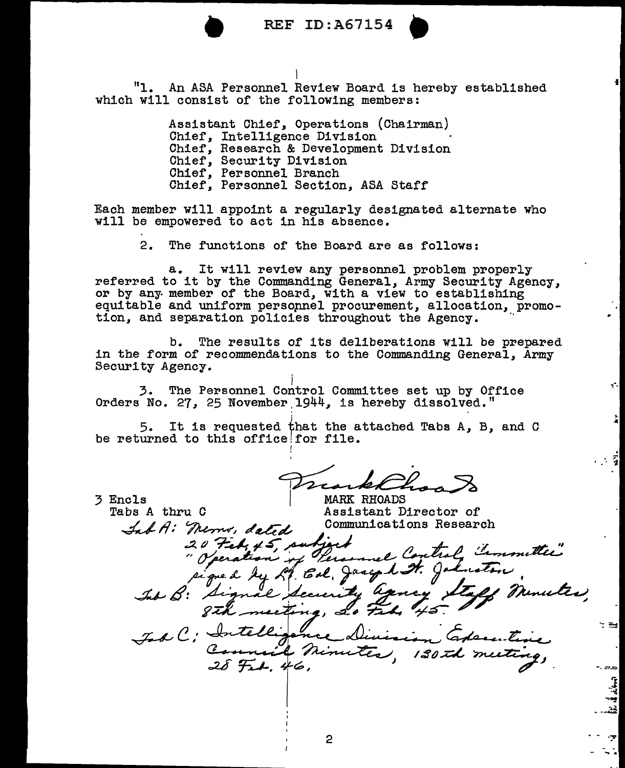"1. An ASA Personnel Review Board is hereby established which will consist of the following members:

Assistant Chief, Operations (Chairman)
Chief, Intelligence Division
Chief, Research & Development Division
Chief, Security Division
Chief, Personnel Branch
Chief, Personnel Section, ASA Staff

Each member will appoint a regularly designated alternate who will be empowered to act in his absence.

2. The functions of the Board are as follows:

a. It will review any personnel problem properly referred to it by the Commanding General, Army Security Agency, or by any member of the Board, with a view to establishing equitable and uniform personnel procurement, allocation, promotion, and separation policies throughout the Agency.

b. The results of its deliberations will be prepared in the form of recommendations to the Commanding General, Army Security Agency.

3. The Personnel Control Committee set up by Office Orders No. 27, 25 November 1944, is hereby dissolved."

5. It is requested that the attached Tabs A, B, and C be returned to this office for file.

*Mark Rhoads*

MARK RHOADS
Assistant Director of
Communications Research

3 Encls
Tabs A thru C

*Tab A: Memo, dated 20 Feb, 45, subject "Operation of Personnel Control Committee" signed by Lt. Col. Joseph H. Johnston.*

*Tab B: Signal Security Agency Staff Minutes, 8th meeting, 20 Feb 45.*

*Tab C: Intelligence Division Executive Council Minutes, 130th meeting, 28 Feb. 46.*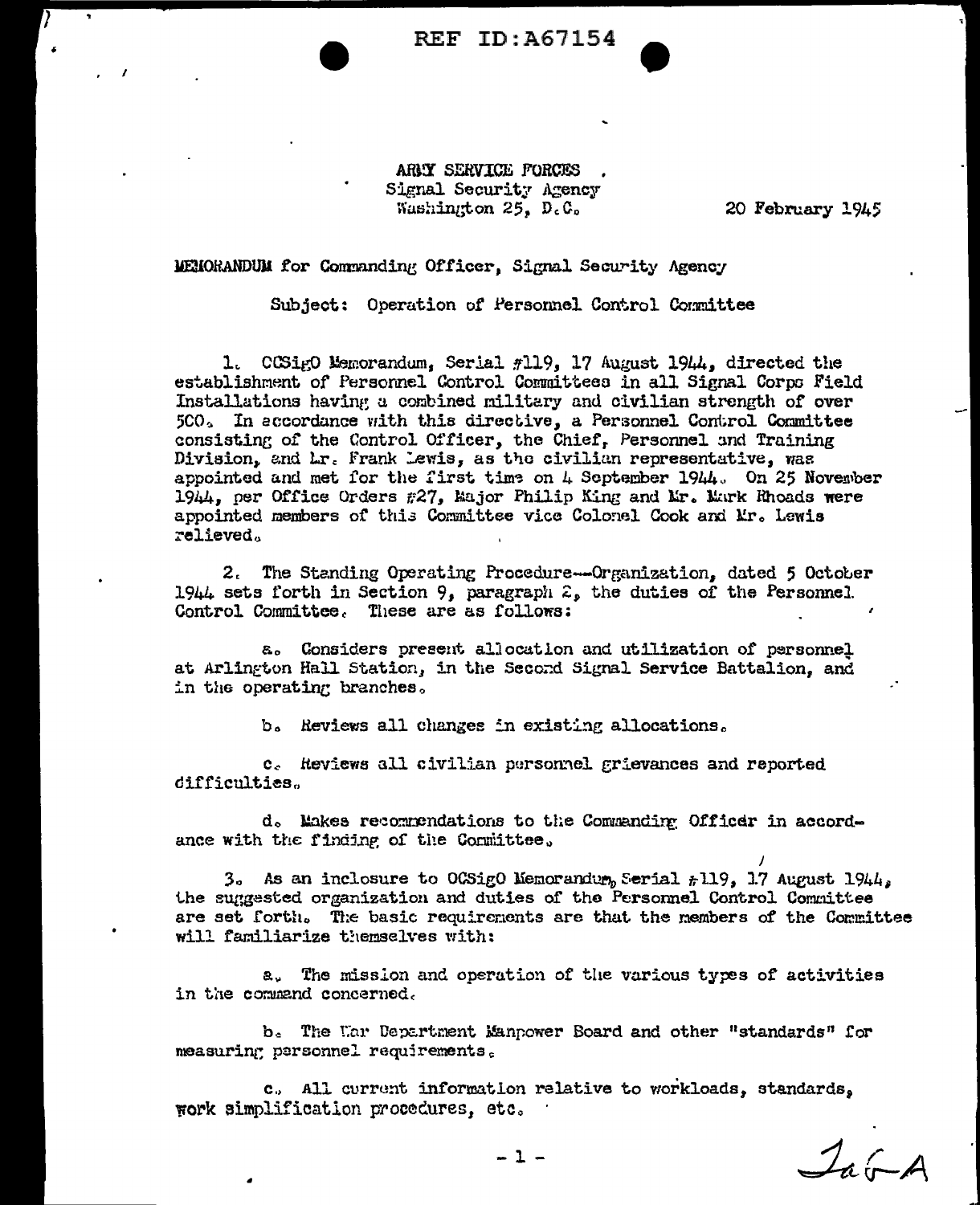REF ID:A67154

ARMY SERVICE FORCES
Signal Security Agency
Washington 25, D.C.

20 February 1945

MEMORANDUM for Commanding Officer, Signal Security Agency

Subject: Operation of Personnel Control Committee

1. OCSigO Memorandum, Serial #119, 17 August 1944, directed the establishment of Personnel Control Committees in all Signal Corps Field Installations having a combined military and civilian strength of over 500. In accordance with this directive, a Personnel Control Committee consisting of the Control Officer, the Chief, Personnel and Training Division, and Mr. Frank Lewis, as the civilian representative, was appointed and met for the first time on 4 September 1944. On 25 November 1944, per Office Orders #27, Major Philip King and Mr. Mark Rhoads were appointed members of this Committee vice Colonel Cook and Mr. Lewis relieved.

2. The Standing Operating Procedure--Organization, dated 5 October 1944 sets forth in Section 9, paragraph 2, the duties of the Personnel Control Committee. These are as follows:

a. Considers present allocation and utilization of personnel at Arlington Hall Station, in the Second Signal Service Battalion, and in the operating branches.

b. Reviews all changes in existing allocations.

c. Reviews all civilian personnel grievances and reported difficulties.

d. Makes recommendations to the Commanding Officer in accordance with the finding of the Committee.

3. As an inclosure to OCSigO Memorandum, Serial #119, 17 August 1944, the suggested organization and duties of the Personnel Control Committee are set forth. The basic requirements are that the members of the Committee will familiarize themselves with:

a. The mission and operation of the various types of activities in the command concerned.

b. The War Department Manpower Board and other "standards" for measuring personnel requirements.

c. All current information relative to workloads, standards, work simplification procedures, etc.

- 1 -

IaG-A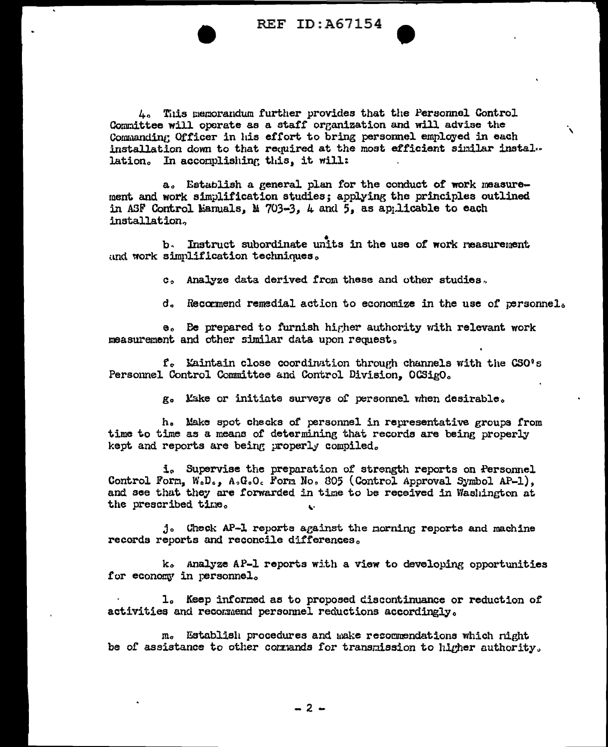4. This memorandum further provides that the Personnel Control Committee will operate as a staff organization and will advise the Commanding Officer in his effort to bring personnel employed in each installation down to that required at the most efficient similar installation. In accomplishing this, it will:

a. Establish a general plan for the conduct of work measurement and work simplification studies; applying the principles outlined in ASF Control Manuals, M 703-3, 4 and 5, as applicable to each installation.

b. Instruct subordinate units in the use of work measurement and work simplification techniques.

c. Analyze data derived from these and other studies.

d. Recommend remedial action to economize in the use of personnel.

e. Be prepared to furnish higher authority with relevant work measurement and other similar data upon request.

f. Maintain close coordination through channels with the CSO's Personnel Control Committee and Control Division, OCSigO.

g. Make or initiate surveys of personnel when desirable.

h. Make spot checks of personnel in representative groups from time to time as a means of determining that records are being properly kept and reports are being properly compiled.

i. Supervise the preparation of strength reports on Personnel Control Form, W.D., A.G.O. Form No. 805 (Control Approval Symbol AP-1), and see that they are forwarded in time to be received in Washington at the prescribed time.

j. Check AP-1 reports against the morning reports and machine records reports and reconcile differences.

k. Analyze AP-1 reports with a view to developing opportunities for economy in personnel.

l. Keep informed as to proposed discontinuance or reduction of activities and recommend personnel reductions accordingly.

m. Establish procedures and make recommendations which might be of assistance to other commands for transmission to higher authority.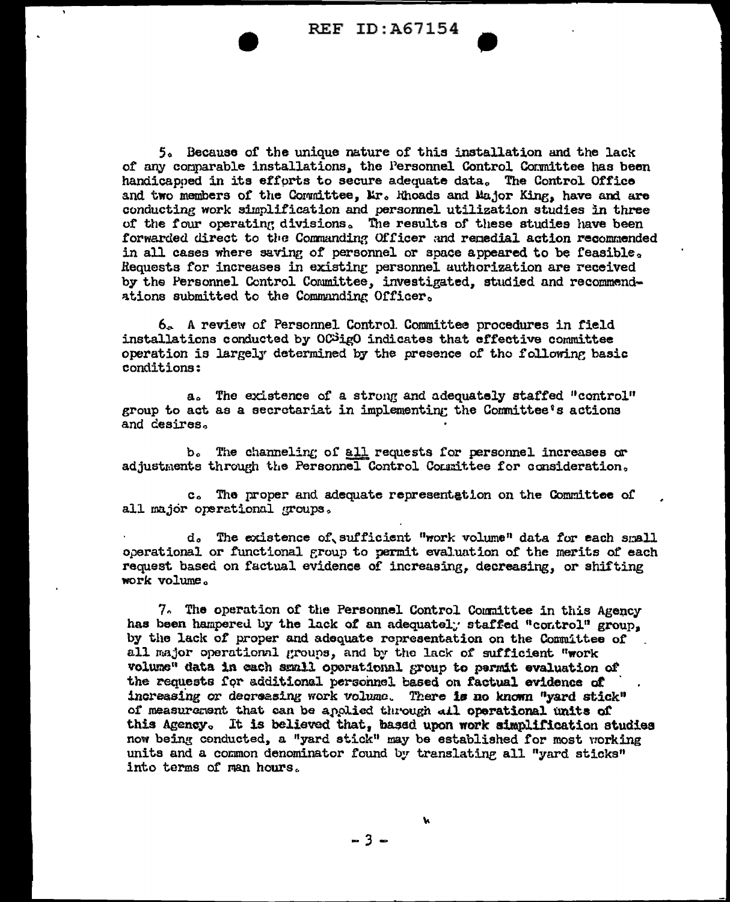5. Because of the unique nature of this installation and the lack of any comparable installations, the Personnel Control Committee has been handicapped in its efforts to secure adequate data. The Control Office and two members of the Committee, Mr. Rhoads and Major King, have and are conducting work simplification and personnel utilization studies in three of the four operating divisions. The results of these studies have been forwarded direct to the Commanding Officer and remedial action recommended in all cases where saving of personnel or space appeared to be feasible. Requests for increases in existing personnel authorization are received by the Personnel Control Committee, investigated, studied and recommendations submitted to the Commanding Officer.

6. A review of Personnel Control Committee procedures in field installations conducted by OCSigO indicates that effective committee operation is largely determined by the presence of the following basic conditions:

a. The existence of a strong and adequately staffed "control" group to act as a secretariat in implementing the Committee's actions and desires.

b. The channeling of all requests for personnel increases or adjustments through the Personnel Control Committee for consideration.

c. The proper and adequate representation on the Committee of all major operational groups.

d. The existence of sufficient "work volume" data for each small operational or functional group to permit evaluation of the merits of each request based on factual evidence of increasing, decreasing, or shifting work volume.

7. The operation of the Personnel Control Committee in this Agency has been hampered by the lack of an adequately staffed "control" group, by the lack of proper and adequate representation on the Committee of all major operational groups, and by the lack of sufficient "work volume" data in each small operational group to permit evaluation of the requests for additional personnel based on factual evidence of increasing or decreasing work volume. There is no known "yard stick" of measurement that can be applied through all operational units of this Agency. It is believed that, based upon work simplification studies now being conducted, a "yard stick" may be established for most working units and a common denominator found by translating all "yard sticks" into terms of man hours.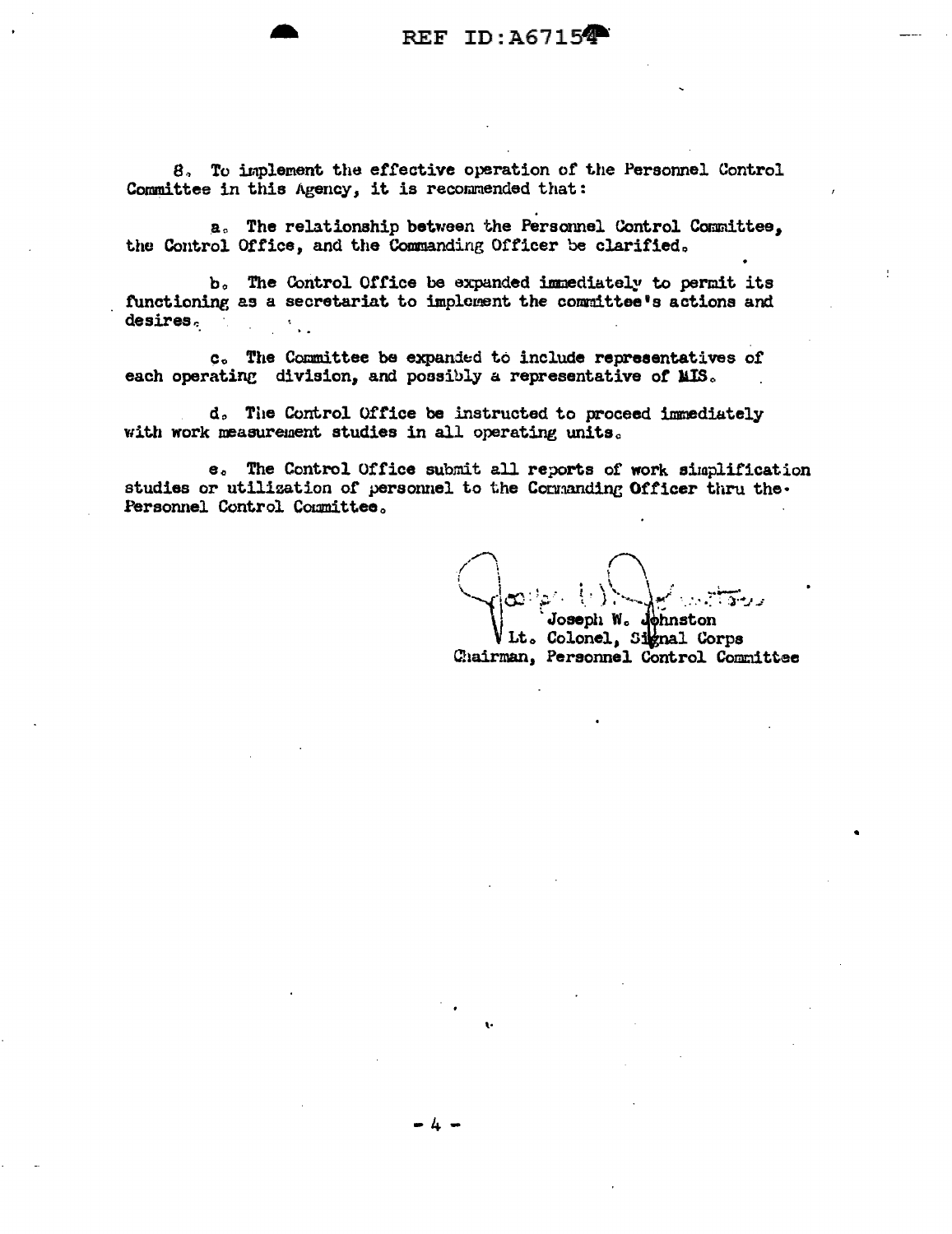8. To implement the effective operation of the Personnel Control Committee in this Agency, it is recommended that:

a. The relationship between the Personnel Control Committee, the Control Office, and the Commanding Officer be clarified.

b. The Control Office be expanded immediately to permit its functioning as a secretariat to implement the committee's actions and desires.

c. The Committee be expanded to include representatives of each operating division, and possibly a representative of MIS.

d. The Control Office be instructed to proceed immediately with work measurement studies in all operating units.

e. The Control Office submit all reports of work simplification studies or utilization of personnel to the Commanding Officer thru the Personnel Control Committee.

Joseph W. Johnston
Lt. Colonel, Signal Corps
Chairman, Personnel Control Committee